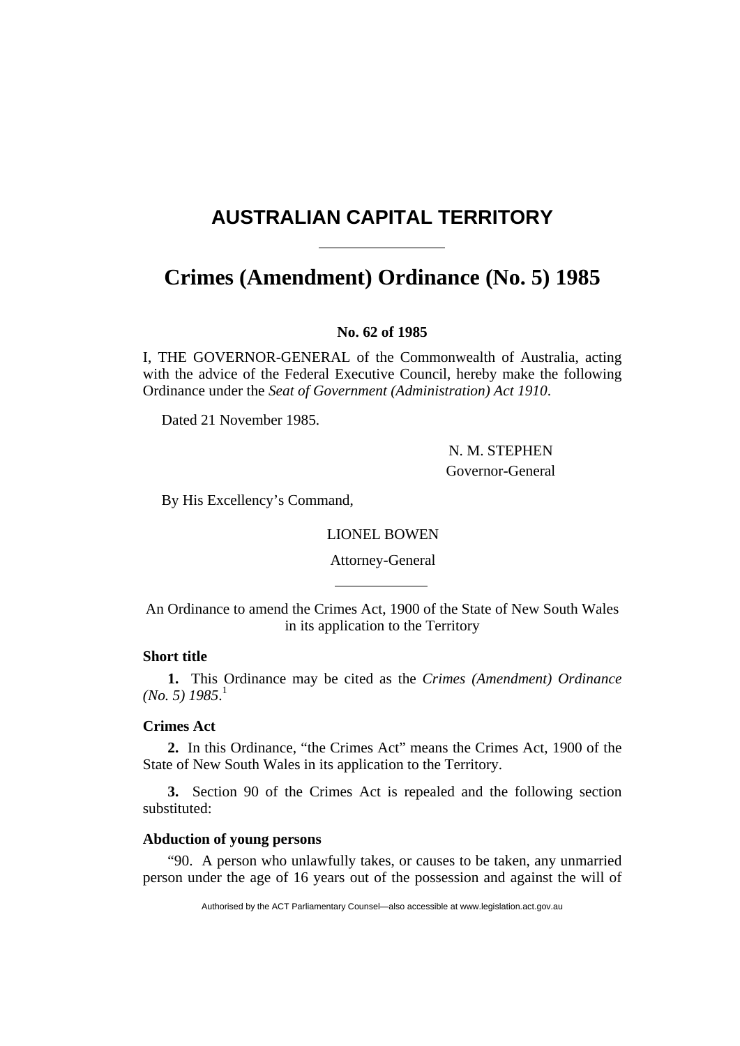# AUSTRALIAN CAPITAL TERRITORY

# Crimes (Amendment) Ordinance (No. 5) 1985

**No. 62 of 1985**

I, THE GOVERNOR-GENERAL of the Commonwealth of Australia, acting with the advice of the Federal Executive Council, hereby make the following Ordinance under the *Seat of Government (Administration) Act 1910*.

Dated 21 November 1985.

N. M. STEPHEN
Governor-General

By His Excellency's Command,

LIONEL BOWEN
Attorney-General

An Ordinance to amend the Crimes Act, 1900 of the State of New South Wales in its application to the Territory

**Short title**

**1.** This Ordinance may be cited as the *Crimes (Amendment) Ordinance (No. 5) 1985*.[1]

**Crimes Act**

**2.** In this Ordinance, "the Crimes Act" means the Crimes Act, 1900 of the State of New South Wales in its application to the Territory.

**3.** Section 90 of the Crimes Act is repealed and the following section substituted:

**Abduction of young persons**

"90. A person who unlawfully takes, or causes to be taken, any unmarried person under the age of 16 years out of the possession and against the will of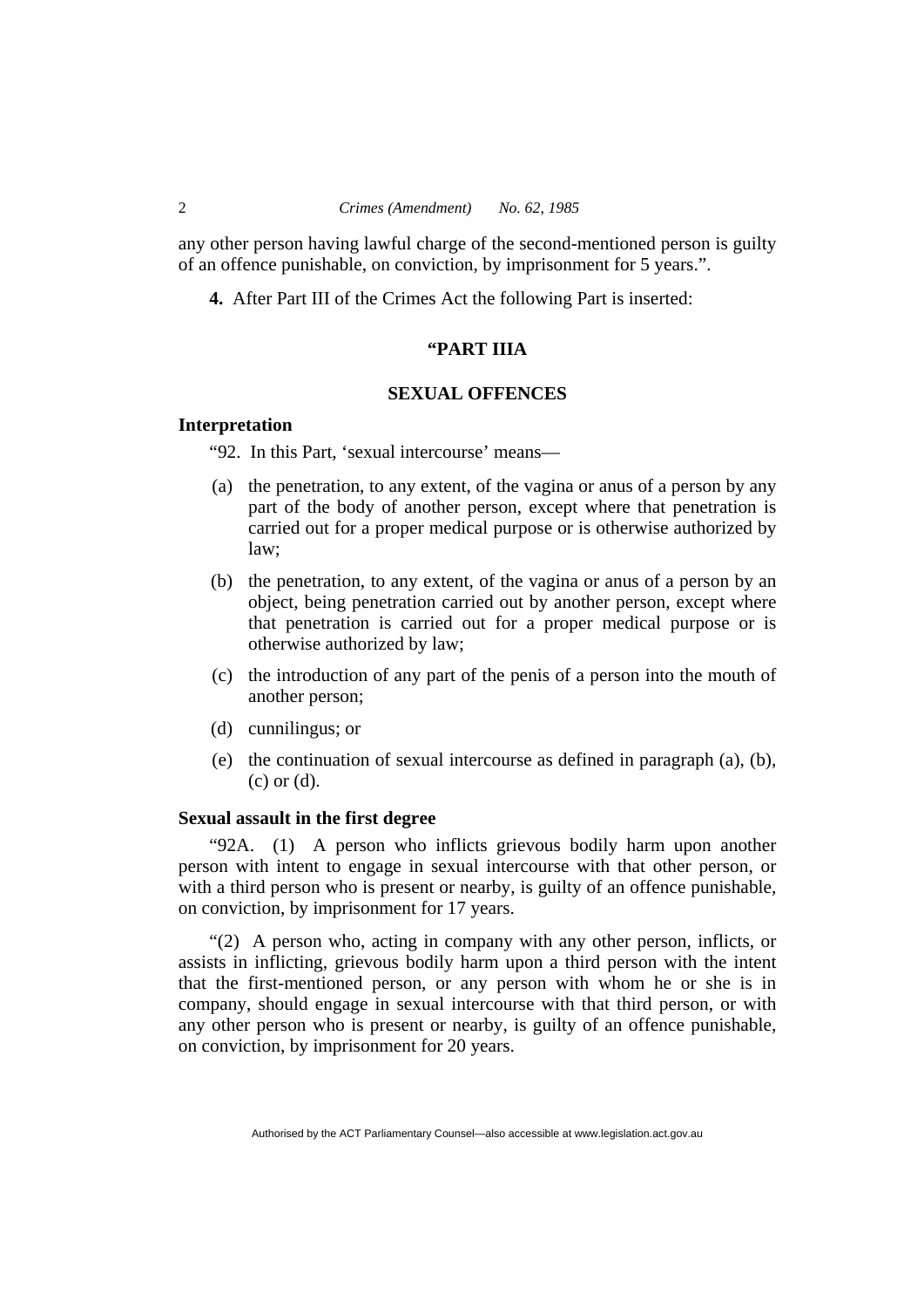any other person having lawful charge of the second-mentioned person is guilty of an offence punishable, on conviction, by imprisonment for 5 years.".

**4.** After Part III of the Crimes Act the following Part is inserted:

**"PART IIIA**

**SEXUAL OFFENCES**

**Interpretation**

"92. In this Part, 'sexual intercourse' means—

(a) the penetration, to any extent, of the vagina or anus of a person by any part of the body of another person, except where that penetration is carried out for a proper medical purpose or is otherwise authorized by law;

(b) the penetration, to any extent, of the vagina or anus of a person by an object, being penetration carried out by another person, except where that penetration is carried out for a proper medical purpose or is otherwise authorized by law;

(c) the introduction of any part of the penis of a person into the mouth of another person;

(d) cunnilingus; or

(e) the continuation of sexual intercourse as defined in paragraph (a), (b), (c) or (d).

**Sexual assault in the first degree**

"92A. (1) A person who inflicts grievous bodily harm upon another person with intent to engage in sexual intercourse with that other person, or with a third person who is present or nearby, is guilty of an offence punishable, on conviction, by imprisonment for 17 years.

"(2) A person who, acting in company with any other person, inflicts, or assists in inflicting, grievous bodily harm upon a third person with the intent that the first-mentioned person, or any person with whom he or she is in company, should engage in sexual intercourse with that third person, or with any other person who is present or nearby, is guilty of an offence punishable, on conviction, by imprisonment for 20 years.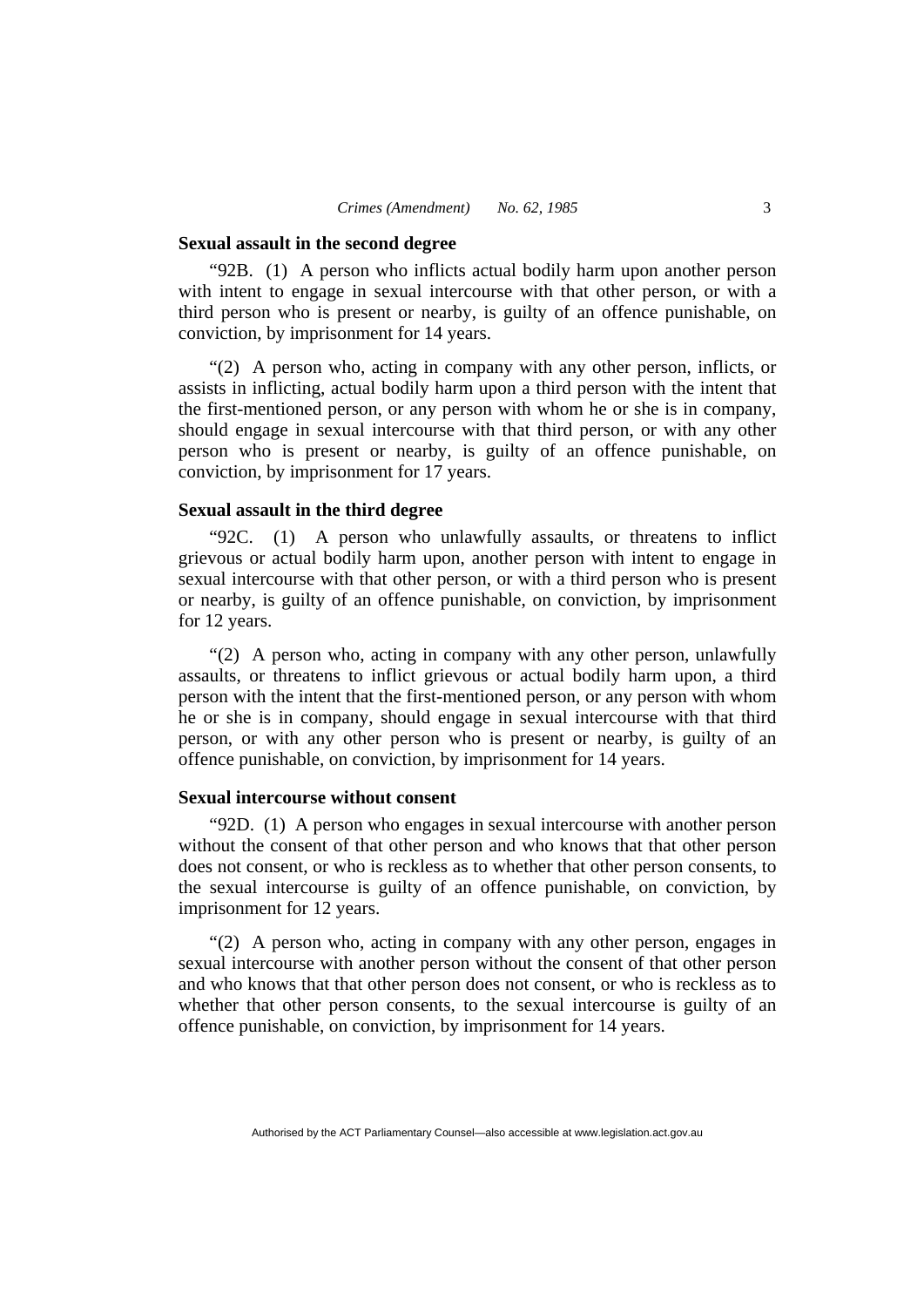**Sexual assault in the second degree**

"92B. (1) A person who inflicts actual bodily harm upon another person with intent to engage in sexual intercourse with that other person, or with a third person who is present or nearby, is guilty of an offence punishable, on conviction, by imprisonment for 14 years.

"(2) A person who, acting in company with any other person, inflicts, or assists in inflicting, actual bodily harm upon a third person with the intent that the first-mentioned person, or any person with whom he or she is in company, should engage in sexual intercourse with that third person, or with any other person who is present or nearby, is guilty of an offence punishable, on conviction, by imprisonment for 17 years.

**Sexual assault in the third degree**

"92C. (1) A person who unlawfully assaults, or threatens to inflict grievous or actual bodily harm upon, another person with intent to engage in sexual intercourse with that other person, or with a third person who is present or nearby, is guilty of an offence punishable, on conviction, by imprisonment for 12 years.

"(2) A person who, acting in company with any other person, unlawfully assaults, or threatens to inflict grievous or actual bodily harm upon, a third person with the intent that the first-mentioned person, or any person with whom he or she is in company, should engage in sexual intercourse with that third person, or with any other person who is present or nearby, is guilty of an offence punishable, on conviction, by imprisonment for 14 years.

**Sexual intercourse without consent**

"92D. (1) A person who engages in sexual intercourse with another person without the consent of that other person and who knows that that other person does not consent, or who is reckless as to whether that other person consents, to the sexual intercourse is guilty of an offence punishable, on conviction, by imprisonment for 12 years.

"(2) A person who, acting in company with any other person, engages in sexual intercourse with another person without the consent of that other person and who knows that that other person does not consent, or who is reckless as to whether that other person consents, to the sexual intercourse is guilty of an offence punishable, on conviction, by imprisonment for 14 years.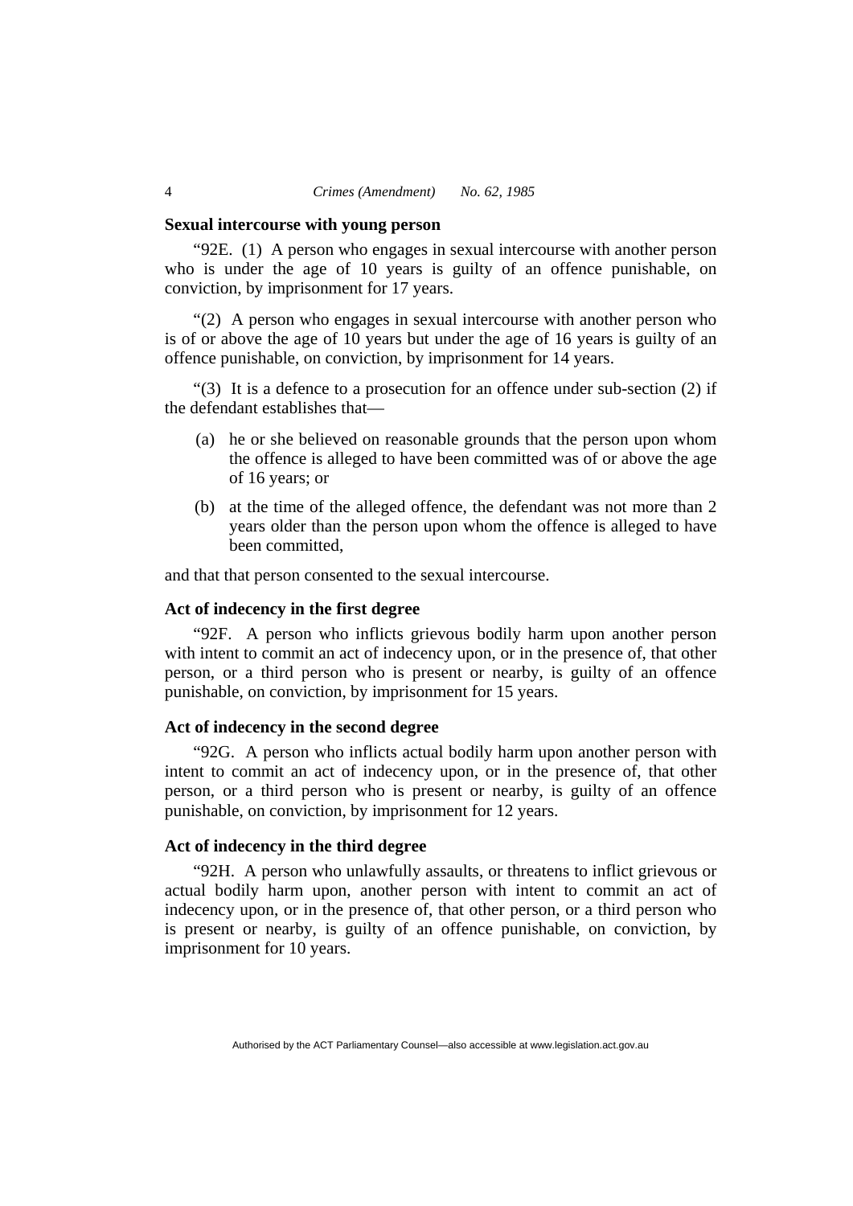**Sexual intercourse with young person**

"92E. (1) A person who engages in sexual intercourse with another person who is under the age of 10 years is guilty of an offence punishable, on conviction, by imprisonment for 17 years.

"(2) A person who engages in sexual intercourse with another person who is of or above the age of 10 years but under the age of 16 years is guilty of an offence punishable, on conviction, by imprisonment for 14 years.

"(3) It is a defence to a prosecution for an offence under sub-section (2) if the defendant establishes that—

(a) he or she believed on reasonable grounds that the person upon whom the offence is alleged to have been committed was of or above the age of 16 years; or

(b) at the time of the alleged offence, the defendant was not more than 2 years older than the person upon whom the offence is alleged to have been committed,

and that that person consented to the sexual intercourse.

**Act of indecency in the first degree**

"92F. A person who inflicts grievous bodily harm upon another person with intent to commit an act of indecency upon, or in the presence of, that other person, or a third person who is present or nearby, is guilty of an offence punishable, on conviction, by imprisonment for 15 years.

**Act of indecency in the second degree**

"92G. A person who inflicts actual bodily harm upon another person with intent to commit an act of indecency upon, or in the presence of, that other person, or a third person who is present or nearby, is guilty of an offence punishable, on conviction, by imprisonment for 12 years.

**Act of indecency in the third degree**

"92H. A person who unlawfully assaults, or threatens to inflict grievous or actual bodily harm upon, another person with intent to commit an act of indecency upon, or in the presence of, that other person, or a third person who is present or nearby, is guilty of an offence punishable, on conviction, by imprisonment for 10 years.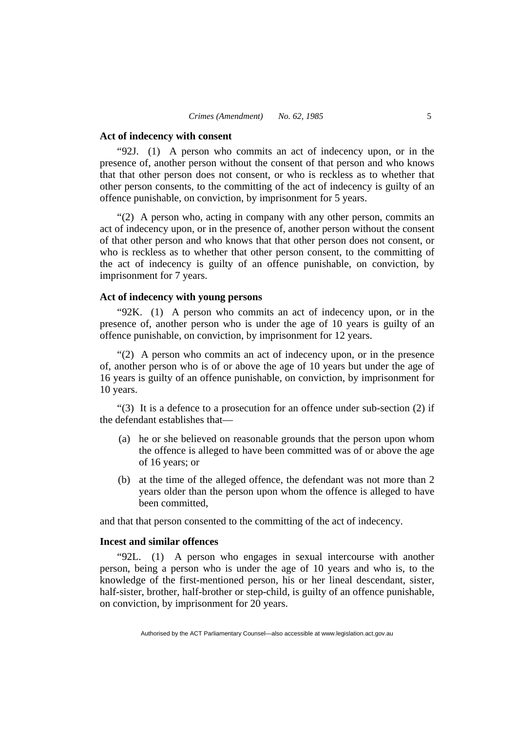### Act of indecency with consent

"92J. (1) A person who commits an act of indecency upon, or in the presence of, another person without the consent of that person and who knows that that other person does not consent, or who is reckless as to whether that other person consents, to the committing of the act of indecency is guilty of an offence punishable, on conviction, by imprisonment for 5 years.

"(2) A person who, acting in company with any other person, commits an act of indecency upon, or in the presence of, another person without the consent of that other person and who knows that that other person does not consent, or who is reckless as to whether that other person consent, to the committing of the act of indecency is guilty of an offence punishable, on conviction, by imprisonment for 7 years.

### Act of indecency with young persons

"92K. (1) A person who commits an act of indecency upon, or in the presence of, another person who is under the age of 10 years is guilty of an offence punishable, on conviction, by imprisonment for 12 years.

"(2) A person who commits an act of indecency upon, or in the presence of, another person who is of or above the age of 10 years but under the age of 16 years is guilty of an offence punishable, on conviction, by imprisonment for 10 years.

"(3) It is a defence to a prosecution for an offence under sub-section (2) if the defendant establishes that—

(a) he or she believed on reasonable grounds that the person upon whom the offence is alleged to have been committed was of or above the age of 16 years; or

(b) at the time of the alleged offence, the defendant was not more than 2 years older than the person upon whom the offence is alleged to have been committed,

and that that person consented to the committing of the act of indecency.

### Incest and similar offences

"92L. (1) A person who engages in sexual intercourse with another person, being a person who is under the age of 10 years and who is, to the knowledge of the first-mentioned person, his or her lineal descendant, sister, half-sister, brother, half-brother or step-child, is guilty of an offence punishable, on conviction, by imprisonment for 20 years.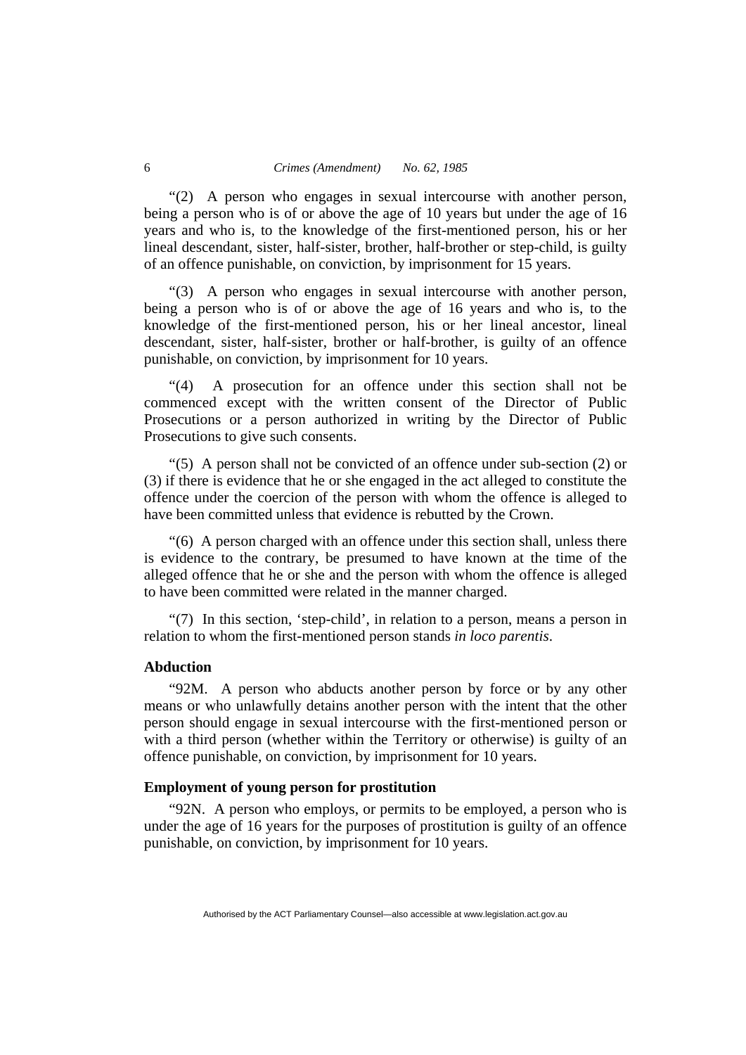"(2) A person who engages in sexual intercourse with another person, being a person who is of or above the age of 10 years but under the age of 16 years and who is, to the knowledge of the first-mentioned person, his or her lineal descendant, sister, half-sister, brother, half-brother or step-child, is guilty of an offence punishable, on conviction, by imprisonment for 15 years.

"(3) A person who engages in sexual intercourse with another person, being a person who is of or above the age of 16 years and who is, to the knowledge of the first-mentioned person, his or her lineal ancestor, lineal descendant, sister, half-sister, brother or half-brother, is guilty of an offence punishable, on conviction, by imprisonment for 10 years.

"(4) A prosecution for an offence under this section shall not be commenced except with the written consent of the Director of Public Prosecutions or a person authorized in writing by the Director of Public Prosecutions to give such consents.

"(5) A person shall not be convicted of an offence under sub-section (2) or (3) if there is evidence that he or she engaged in the act alleged to constitute the offence under the coercion of the person with whom the offence is alleged to have been committed unless that evidence is rebutted by the Crown.

"(6) A person charged with an offence under this section shall, unless there is evidence to the contrary, be presumed to have known at the time of the alleged offence that he or she and the person with whom the offence is alleged to have been committed were related in the manner charged.

"(7) In this section, 'step-child', in relation to a person, means a person in relation to whom the first-mentioned person stands *in loco parentis*.

**Abduction**

"92M. A person who abducts another person by force or by any other means or who unlawfully detains another person with the intent that the other person should engage in sexual intercourse with the first-mentioned person or with a third person (whether within the Territory or otherwise) is guilty of an offence punishable, on conviction, by imprisonment for 10 years.

**Employment of young person for prostitution**

"92N. A person who employs, or permits to be employed, a person who is under the age of 16 years for the purposes of prostitution is guilty of an offence punishable, on conviction, by imprisonment for 10 years.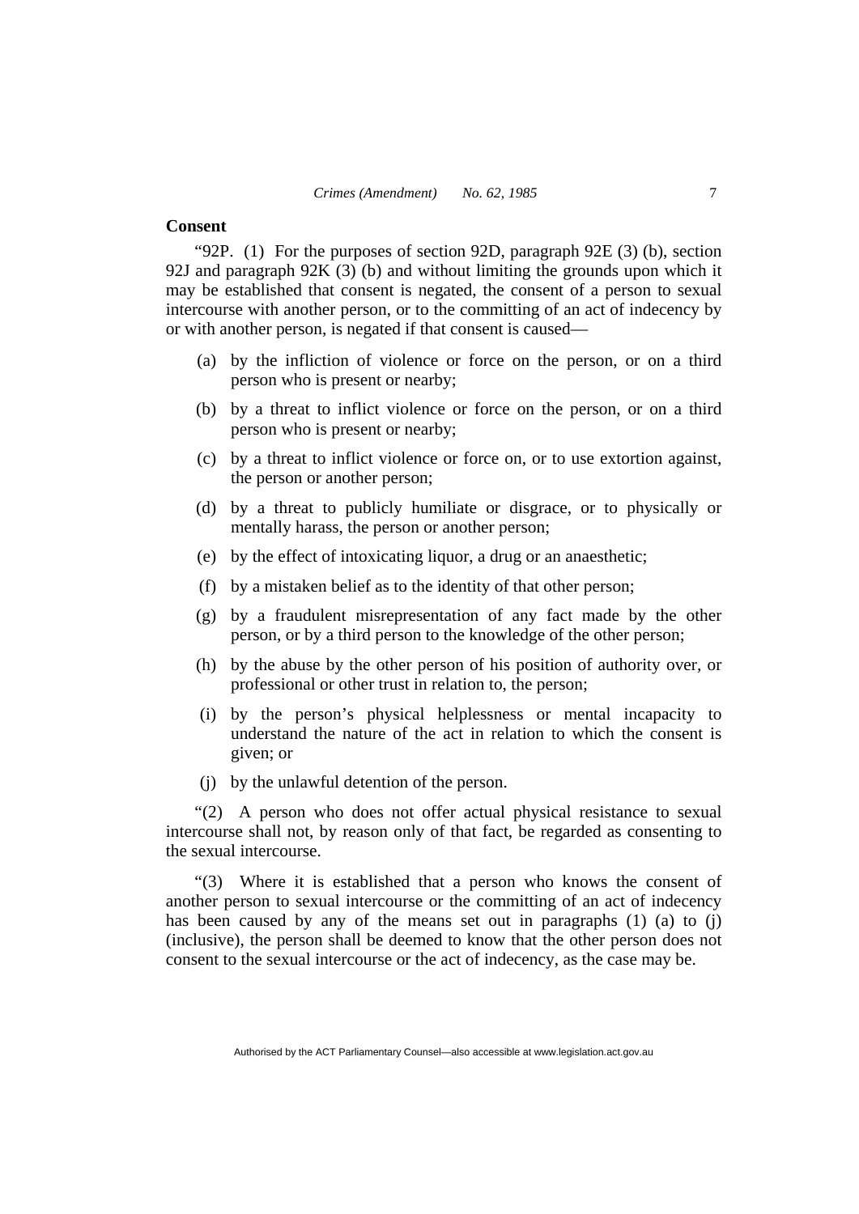**Consent**

"92P. (1) For the purposes of section 92D, paragraph 92E (3) (b), section 92J and paragraph 92K (3) (b) and without limiting the grounds upon which it may be established that consent is negated, the consent of a person to sexual intercourse with another person, or to the committing of an act of indecency by or with another person, is negated if that consent is caused—

(a) by the infliction of violence or force on the person, or on a third person who is present or nearby;

(b) by a threat to inflict violence or force on the person, or on a third person who is present or nearby;

(c) by a threat to inflict violence or force on, or to use extortion against, the person or another person;

(d) by a threat to publicly humiliate or disgrace, or to physically or mentally harass, the person or another person;

(e) by the effect of intoxicating liquor, a drug or an anaesthetic;

(f) by a mistaken belief as to the identity of that other person;

(g) by a fraudulent misrepresentation of any fact made by the other person, or by a third person to the knowledge of the other person;

(h) by the abuse by the other person of his position of authority over, or professional or other trust in relation to, the person;

(i) by the person's physical helplessness or mental incapacity to understand the nature of the act in relation to which the consent is given; or

(j) by the unlawful detention of the person.

"(2) A person who does not offer actual physical resistance to sexual intercourse shall not, by reason only of that fact, be regarded as consenting to the sexual intercourse.

"(3) Where it is established that a person who knows the consent of another person to sexual intercourse or the committing of an act of indecency has been caused by any of the means set out in paragraphs (1) (a) to (j) (inclusive), the person shall be deemed to know that the other person does not consent to the sexual intercourse or the act of indecency, as the case may be.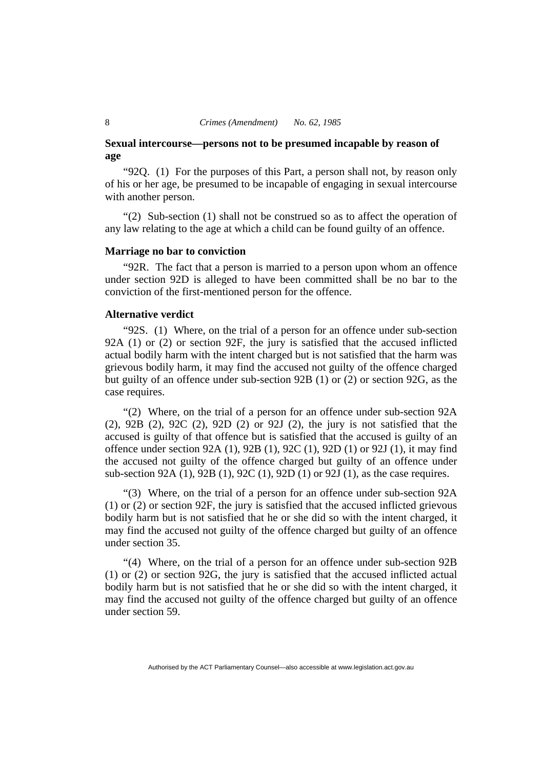**Sexual intercourse—persons not to be presumed incapable by reason of age**

"92Q. (1) For the purposes of this Part, a person shall not, by reason only of his or her age, be presumed to be incapable of engaging in sexual intercourse with another person.

"(2) Sub-section (1) shall not be construed so as to affect the operation of any law relating to the age at which a child can be found guilty of an offence.

**Marriage no bar to conviction**

"92R. The fact that a person is married to a person upon whom an offence under section 92D is alleged to have been committed shall be no bar to the conviction of the first-mentioned person for the offence.

**Alternative verdict**

"92S. (1) Where, on the trial of a person for an offence under sub-section 92A (1) or (2) or section 92F, the jury is satisfied that the accused inflicted actual bodily harm with the intent charged but is not satisfied that the harm was grievous bodily harm, it may find the accused not guilty of the offence charged but guilty of an offence under sub-section 92B (1) or (2) or section 92G, as the case requires.

"(2) Where, on the trial of a person for an offence under sub-section 92A (2), 92B (2), 92C (2), 92D (2) or 92J (2), the jury is not satisfied that the accused is guilty of that offence but is satisfied that the accused is guilty of an offence under section 92A (1), 92B (1), 92C (1), 92D (1) or 92J (1), it may find the accused not guilty of the offence charged but guilty of an offence under sub-section 92A (1), 92B (1), 92C (1), 92D (1) or 92J (1), as the case requires.

"(3) Where, on the trial of a person for an offence under sub-section 92A (1) or (2) or section 92F, the jury is satisfied that the accused inflicted grievous bodily harm but is not satisfied that he or she did so with the intent charged, it may find the accused not guilty of the offence charged but guilty of an offence under section 35.

"(4) Where, on the trial of a person for an offence under sub-section 92B (1) or (2) or section 92G, the jury is satisfied that the accused inflicted actual bodily harm but is not satisfied that he or she did so with the intent charged, it may find the accused not guilty of the offence charged but guilty of an offence under section 59.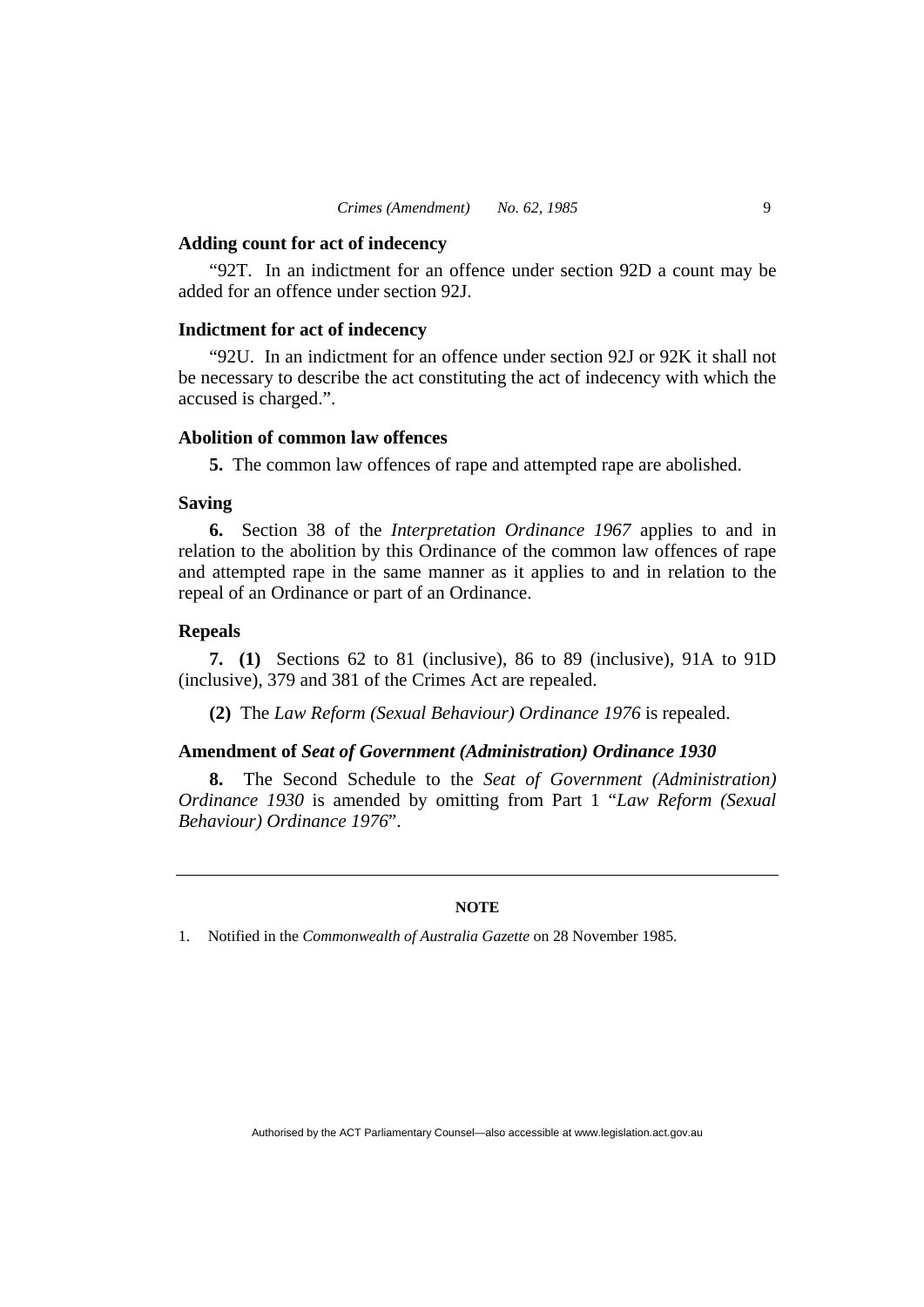**Adding count for act of indecency**

"92T. In an indictment for an offence under section 92D a count may be added for an offence under section 92J.

**Indictment for act of indecency**

"92U. In an indictment for an offence under section 92J or 92K it shall not be necessary to describe the act constituting the act of indecency with which the accused is charged.".

**Abolition of common law offences**

**5.** The common law offences of rape and attempted rape are abolished.

**Saving**

**6.** Section 38 of the *Interpretation Ordinance 1967* applies to and in relation to the abolition by this Ordinance of the common law offences of rape and attempted rape in the same manner as it applies to and in relation to the repeal of an Ordinance or part of an Ordinance.

**Repeals**

**7. (1)** Sections 62 to 81 (inclusive), 86 to 89 (inclusive), 91A to 91D (inclusive), 379 and 381 of the Crimes Act are repealed.

**(2)** The *Law Reform (Sexual Behaviour) Ordinance 1976* is repealed.

**Amendment of *Seat of Government (Administration) Ordinance 1930***

**8.** The Second Schedule to the *Seat of Government (Administration) Ordinance 1930* is amended by omitting from Part 1 "*Law Reform (Sexual Behaviour) Ordinance 1976*".

---

**NOTE**

1. Notified in the *Commonwealth of Australia Gazette* on 28 November 1985.